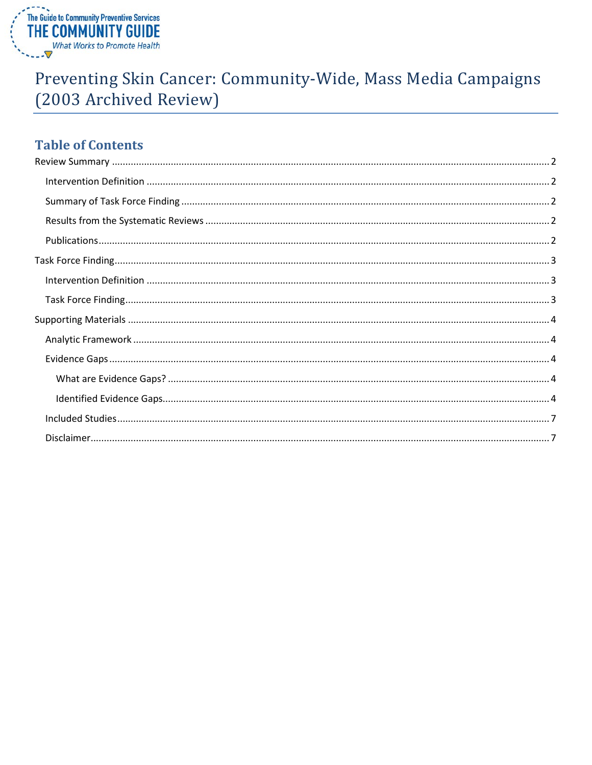# Preventing Skin Cancer: Community-Wide, Mass Media Campaigns (2003 Archived Review)

## Table of Contents

Review Summary ........ 2

- Intervention Definition ........ 2
- Summary of Task Force Finding ........ 2
- Results from the Systematic Reviews ........ 2
- Publications ........ 2

Task Force Finding ........ 3

- Intervention Definition ........ 3
- Task Force Finding ........ 3

Supporting Materials ........ 4

- Analytic Framework ........ 4
- Evidence Gaps ........ 4
  - What are Evidence Gaps? ........ 4
  - Identified Evidence Gaps ........ 4
- Included Studies ........ 7
- Disclaimer ........ 7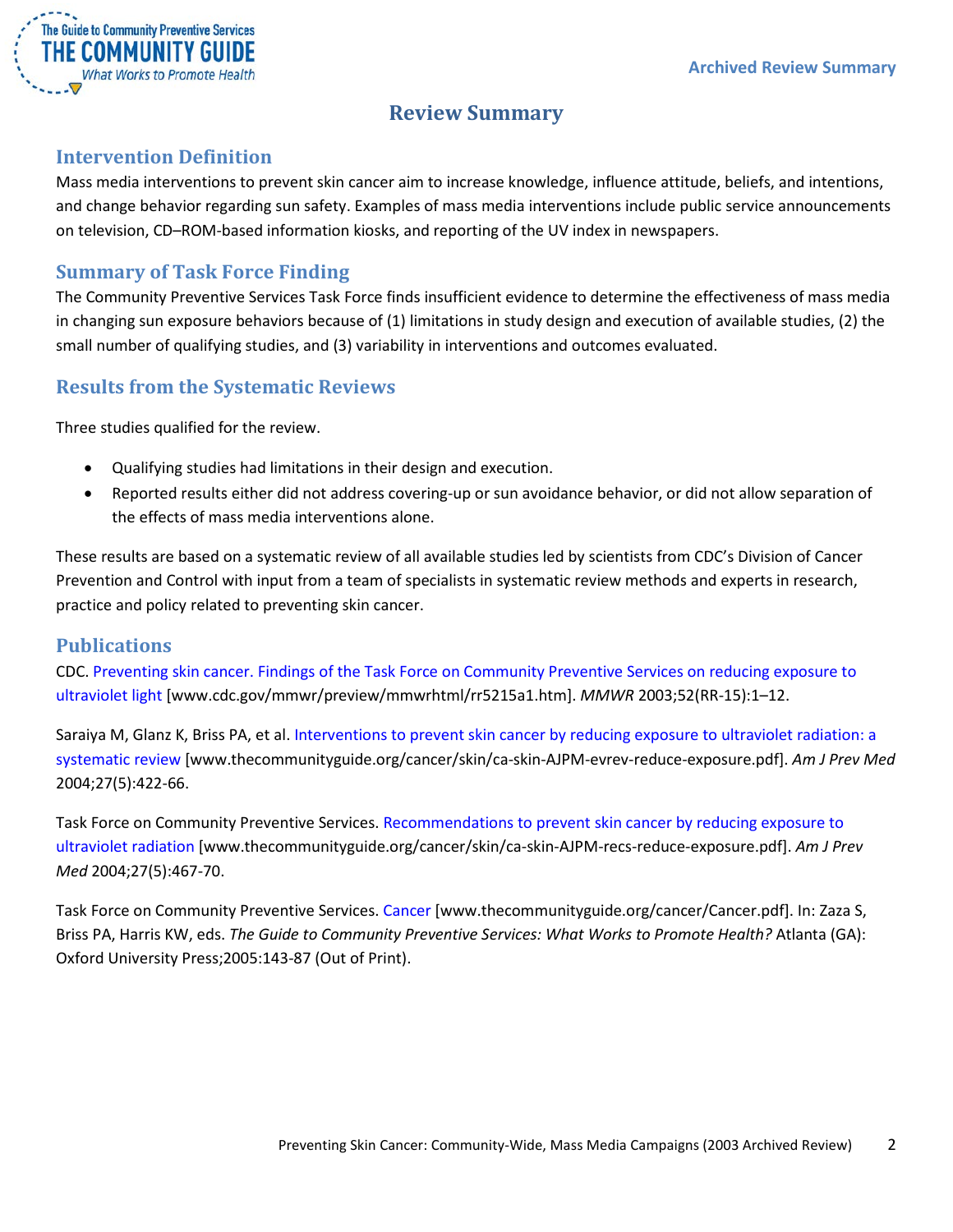# Review Summary

## Intervention Definition

Mass media interventions to prevent skin cancer aim to increase knowledge, influence attitude, beliefs, and intentions, and change behavior regarding sun safety. Examples of mass media interventions include public service announcements on television, CD–ROM-based information kiosks, and reporting of the UV index in newspapers.

## Summary of Task Force Finding

The Community Preventive Services Task Force finds insufficient evidence to determine the effectiveness of mass media in changing sun exposure behaviors because of (1) limitations in study design and execution of available studies, (2) the small number of qualifying studies, and (3) variability in interventions and outcomes evaluated.

## Results from the Systematic Reviews

Three studies qualified for the review.

- Qualifying studies had limitations in their design and execution.
- Reported results either did not address covering-up or sun avoidance behavior, or did not allow separation of the effects of mass media interventions alone.

These results are based on a systematic review of all available studies led by scientists from CDC's Division of Cancer Prevention and Control with input from a team of specialists in systematic review methods and experts in research, practice and policy related to preventing skin cancer.

## Publications

CDC. Preventing skin cancer. Findings of the Task Force on Community Preventive Services on reducing exposure to ultraviolet light [www.cdc.gov/mmwr/preview/mmwrhtml/rr5215a1.htm]. *MMWR* 2003;52(RR-15):1–12.

Saraiya M, Glanz K, Briss PA, et al. Interventions to prevent skin cancer by reducing exposure to ultraviolet radiation: a systematic review [www.thecommunityguide.org/cancer/skin/ca-skin-AJPM-evrev-reduce-exposure.pdf]. *Am J Prev Med* 2004;27(5):422-66.

Task Force on Community Preventive Services. Recommendations to prevent skin cancer by reducing exposure to ultraviolet radiation [www.thecommunityguide.org/cancer/skin/ca-skin-AJPM-recs-reduce-exposure.pdf]. *Am J Prev Med* 2004;27(5):467-70.

Task Force on Community Preventive Services. Cancer [www.thecommunityguide.org/cancer/Cancer.pdf]. In: Zaza S, Briss PA, Harris KW, eds. *The Guide to Community Preventive Services: What Works to Promote Health?* Atlanta (GA): Oxford University Press;2005:143-87 (Out of Print).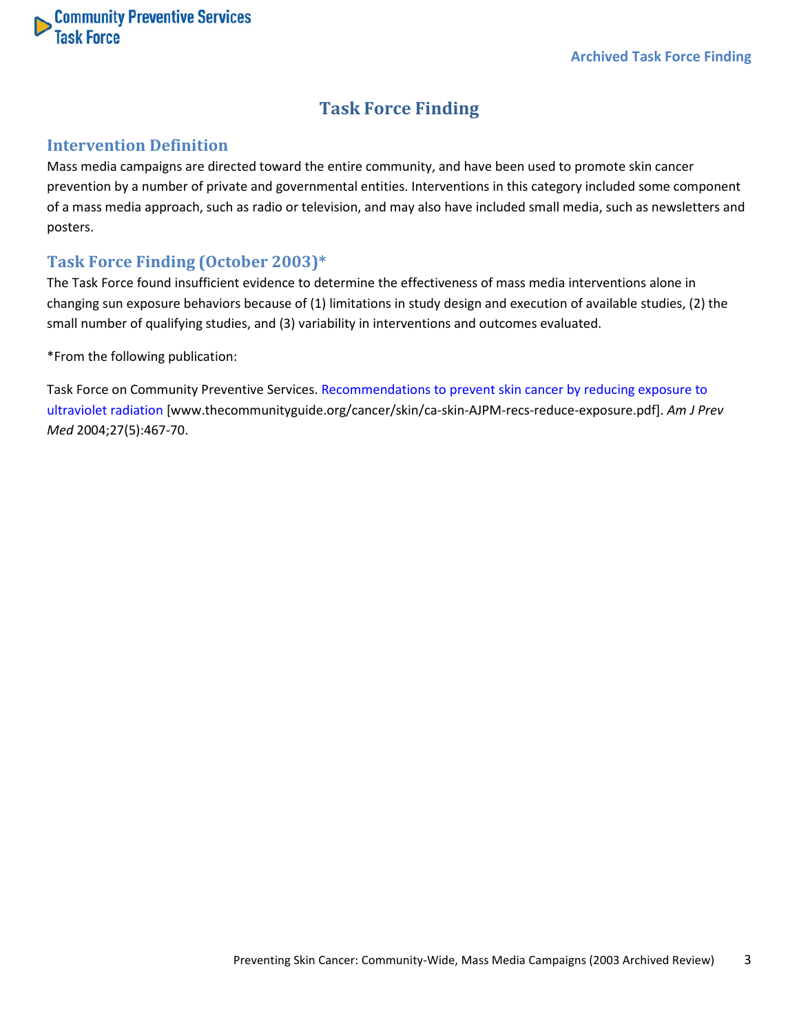# Task Force Finding

## Intervention Definition

Mass media campaigns are directed toward the entire community, and have been used to promote skin cancer prevention by a number of private and governmental entities. Interventions in this category included some component of a mass media approach, such as radio or television, and may also have included small media, such as newsletters and posters.

## Task Force Finding (October 2003)*

The Task Force found insufficient evidence to determine the effectiveness of mass media interventions alone in changing sun exposure behaviors because of (1) limitations in study design and execution of available studies, (2) the small number of qualifying studies, and (3) variability in interventions and outcomes evaluated.

*From the following publication:

Task Force on Community Preventive Services. Recommendations to prevent skin cancer by reducing exposure to ultraviolet radiation [www.thecommunityguide.org/cancer/skin/ca-skin-AJPM-recs-reduce-exposure.pdf]. *Am J Prev Med* 2004;27(5):467-70.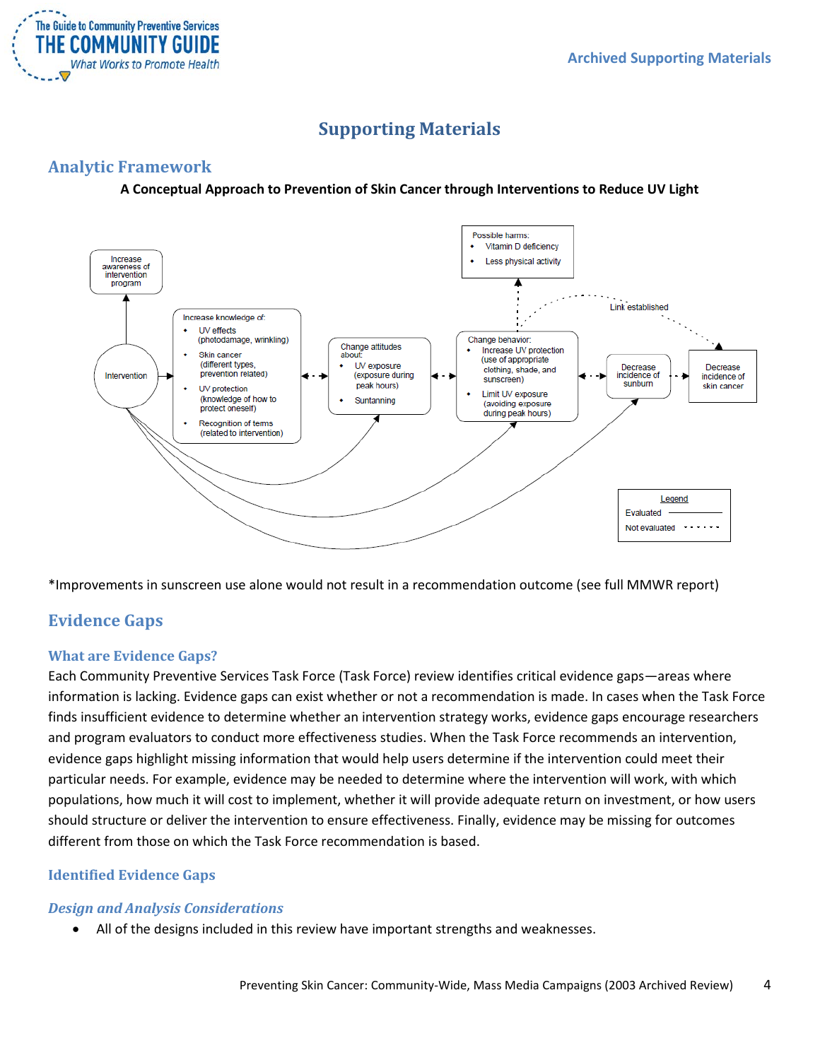# Supporting Materials

## Analytic Framework

**A Conceptual Approach to Prevention of Skin Cancer through Interventions to Reduce UV Light**

Increase awareness of intervention program

Intervention

Increase knowledge of:
- UV effects (photodamage, wrinkling)
- Skin cancer (different types, prevention related)
- UV protection (knowledge of how to protect oneself)
- Recognition of terms (related to intervention)

Change attitudes about:
- UV exposure (exposure during peak hours)
- Suntanning

Change behavior:
- Increase UV protection (use of appropriate clothing, shade, and sunscreen)
- Limit UV exposure (avoiding exposure during peak hours)

Possible harms:
- Vitamin D deficiency
- Less physical activity

Decrease incidence of sunburn

Decrease incidence of skin cancer

Link established

Legend
Evaluated
Not evaluated

*Improvements in sunscreen use alone would not result in a recommendation outcome (see full MMWR report)

## Evidence Gaps

### What are Evidence Gaps?

Each Community Preventive Services Task Force (Task Force) review identifies critical evidence gaps—areas where information is lacking. Evidence gaps can exist whether or not a recommendation is made. In cases when the Task Force finds insufficient evidence to determine whether an intervention strategy works, evidence gaps encourage researchers and program evaluators to conduct more effectiveness studies. When the Task Force recommends an intervention, evidence gaps highlight missing information that would help users determine if the intervention could meet their particular needs. For example, evidence may be needed to determine where the intervention will work, with which populations, how much it will cost to implement, whether it will provide adequate return on investment, or how users should structure or deliver the intervention to ensure effectiveness. Finally, evidence may be missing for outcomes different from those on which the Task Force recommendation is based.

### Identified Evidence Gaps

#### *Design and Analysis Considerations*

- All of the designs included in this review have important strengths and weaknesses.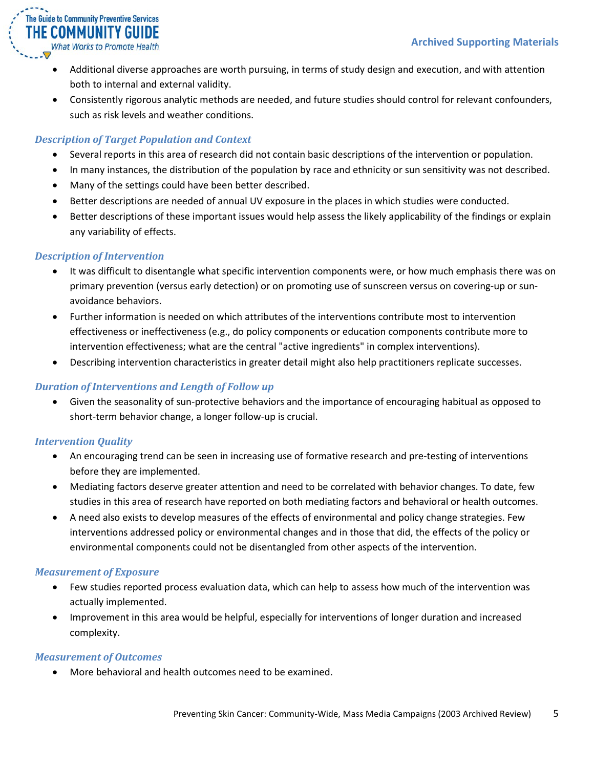- Additional diverse approaches are worth pursuing, in terms of study design and execution, and with attention both to internal and external validity.
- Consistently rigorous analytic methods are needed, and future studies should control for relevant confounders, such as risk levels and weather conditions.

### *Description of Target Population and Context*

- Several reports in this area of research did not contain basic descriptions of the intervention or population.
- In many instances, the distribution of the population by race and ethnicity or sun sensitivity was not described.
- Many of the settings could have been better described.
- Better descriptions are needed of annual UV exposure in the places in which studies were conducted.
- Better descriptions of these important issues would help assess the likely applicability of the findings or explain any variability of effects.

### *Description of Intervention*

- It was difficult to disentangle what specific intervention components were, or how much emphasis there was on primary prevention (versus early detection) or on promoting use of sunscreen versus on covering-up or sun-avoidance behaviors.
- Further information is needed on which attributes of the interventions contribute most to intervention effectiveness or ineffectiveness (e.g., do policy components or education components contribute more to intervention effectiveness; what are the central "active ingredients" in complex interventions).
- Describing intervention characteristics in greater detail might also help practitioners replicate successes.

### *Duration of Interventions and Length of Follow up*

- Given the seasonality of sun-protective behaviors and the importance of encouraging habitual as opposed to short-term behavior change, a longer follow-up is crucial.

### *Intervention Quality*

- An encouraging trend can be seen in increasing use of formative research and pre-testing of interventions before they are implemented.
- Mediating factors deserve greater attention and need to be correlated with behavior changes. To date, few studies in this area of research have reported on both mediating factors and behavioral or health outcomes.
- A need also exists to develop measures of the effects of environmental and policy change strategies. Few interventions addressed policy or environmental changes and in those that did, the effects of the policy or environmental components could not be disentangled from other aspects of the intervention.

### *Measurement of Exposure*

- Few studies reported process evaluation data, which can help to assess how much of the intervention was actually implemented.
- Improvement in this area would be helpful, especially for interventions of longer duration and increased complexity.

### *Measurement of Outcomes*

- More behavioral and health outcomes need to be examined.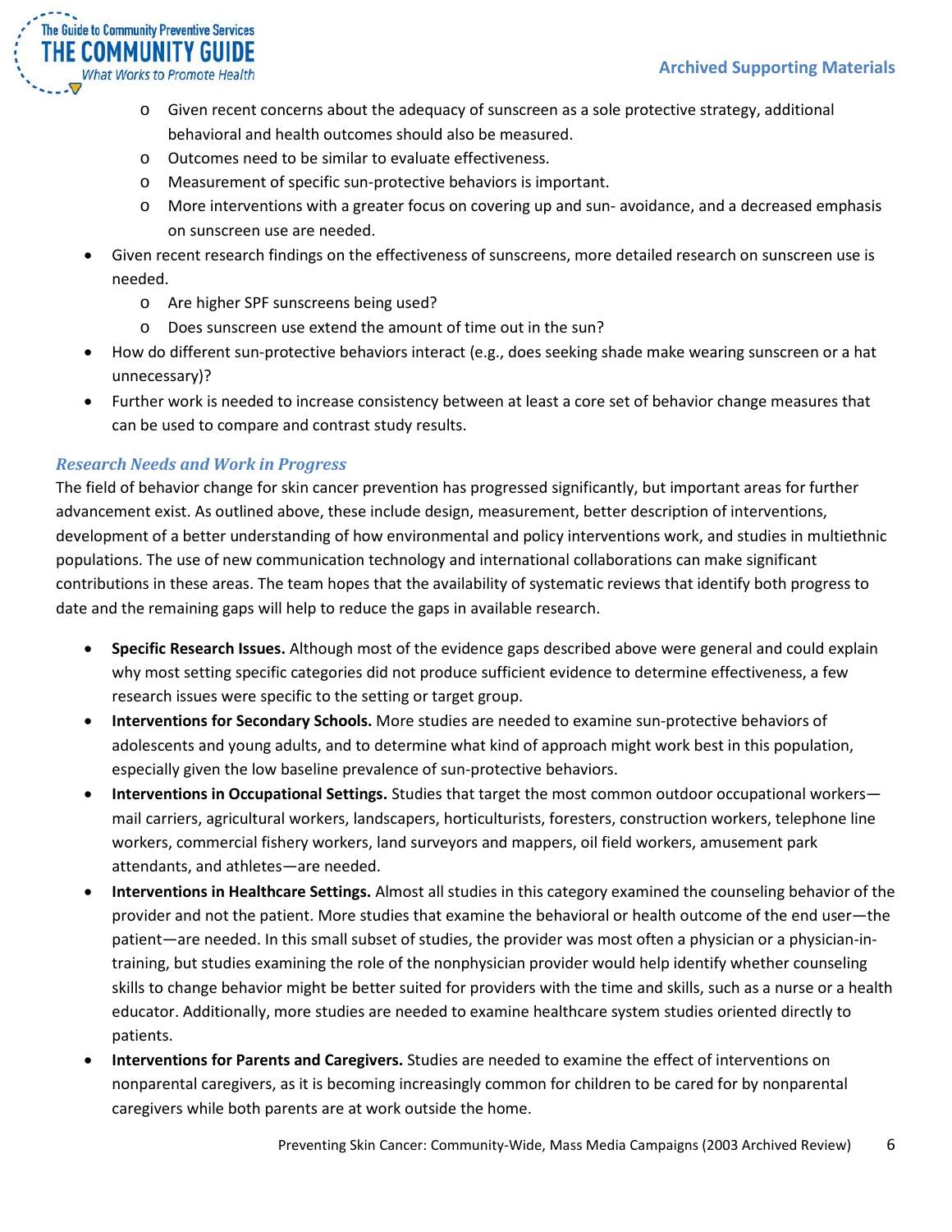- Given recent concerns about the adequacy of sunscreen as a sole protective strategy, additional behavioral and health outcomes should also be measured.
    - Outcomes need to be similar to evaluate effectiveness.
    - Measurement of specific sun-protective behaviors is important.
    - More interventions with a greater focus on covering up and sun- avoidance, and a decreased emphasis on sunscreen use are needed.
- Given recent research findings on the effectiveness of sunscreens, more detailed research on sunscreen use is needed.
    - Are higher SPF sunscreens being used?
    - Does sunscreen use extend the amount of time out in the sun?
- How do different sun-protective behaviors interact (e.g., does seeking shade make wearing sunscreen or a hat unnecessary)?
- Further work is needed to increase consistency between at least a core set of behavior change measures that can be used to compare and contrast study results.

### *Research Needs and Work in Progress*

The field of behavior change for skin cancer prevention has progressed significantly, but important areas for further advancement exist. As outlined above, these include design, measurement, better description of interventions, development of a better understanding of how environmental and policy interventions work, and studies in multiethnic populations. The use of new communication technology and international collaborations can make significant contributions in these areas. The team hopes that the availability of systematic reviews that identify both progress to date and the remaining gaps will help to reduce the gaps in available research.

- **Specific Research Issues.** Although most of the evidence gaps described above were general and could explain why most setting specific categories did not produce sufficient evidence to determine effectiveness, a few research issues were specific to the setting or target group.
- **Interventions for Secondary Schools.** More studies are needed to examine sun-protective behaviors of adolescents and young adults, and to determine what kind of approach might work best in this population, especially given the low baseline prevalence of sun-protective behaviors.
- **Interventions in Occupational Settings.** Studies that target the most common outdoor occupational workers—mail carriers, agricultural workers, landscapers, horticulturists, foresters, construction workers, telephone line workers, commercial fishery workers, land surveyors and mappers, oil field workers, amusement park attendants, and athletes—are needed.
- **Interventions in Healthcare Settings.** Almost all studies in this category examined the counseling behavior of the provider and not the patient. More studies that examine the behavioral or health outcome of the end user—the patient—are needed. In this small subset of studies, the provider was most often a physician or a physician-in-training, but studies examining the role of the nonphysician provider would help identify whether counseling skills to change behavior might be better suited for providers with the time and skills, such as a nurse or a health educator. Additionally, more studies are needed to examine healthcare system studies oriented directly to patients.
- **Interventions for Parents and Caregivers.** Studies are needed to examine the effect of interventions on nonparental caregivers, as it is becoming increasingly common for children to be cared for by nonparental caregivers while both parents are at work outside the home.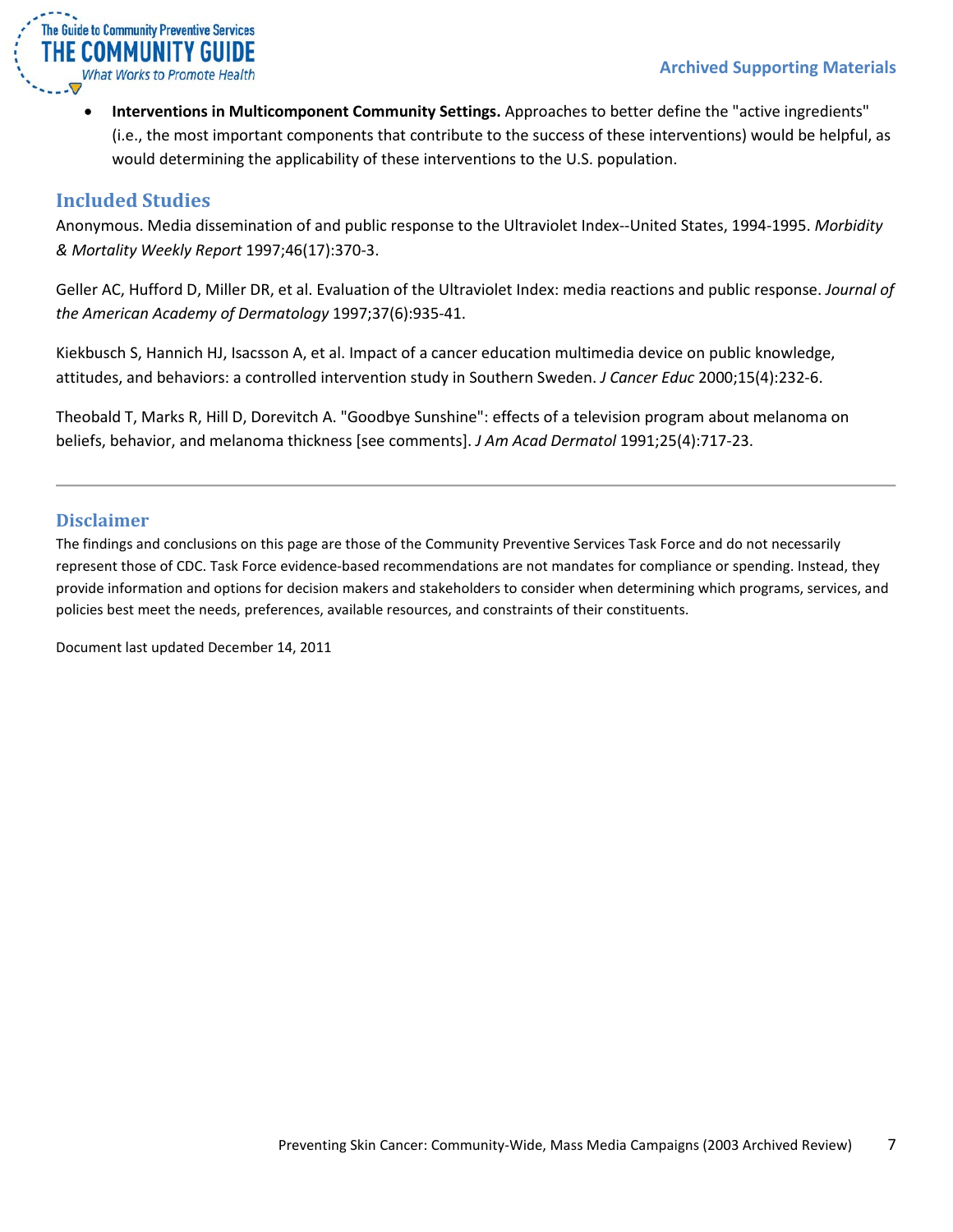- **Interventions in Multicomponent Community Settings.** Approaches to better define the "active ingredients" (i.e., the most important components that contribute to the success of these interventions) would be helpful, as would determining the applicability of these interventions to the U.S. population.

## Included Studies

Anonymous. Media dissemination of and public response to the Ultraviolet Index--United States, 1994-1995. *Morbidity & Mortality Weekly Report* 1997;46(17):370-3.

Geller AC, Hufford D, Miller DR, et al. Evaluation of the Ultraviolet Index: media reactions and public response. *Journal of the American Academy of Dermatology* 1997;37(6):935-41.

Kiekbusch S, Hannich HJ, Isacsson A, et al. Impact of a cancer education multimedia device on public knowledge, attitudes, and behaviors: a controlled intervention study in Southern Sweden. *J Cancer Educ* 2000;15(4):232-6.

Theobald T, Marks R, Hill D, Dorevitch A. "Goodbye Sunshine": effects of a television program about melanoma on beliefs, behavior, and melanoma thickness [see comments]. *J Am Acad Dermatol* 1991;25(4):717-23.

---

## Disclaimer

The findings and conclusions on this page are those of the Community Preventive Services Task Force and do not necessarily represent those of CDC. Task Force evidence-based recommendations are not mandates for compliance or spending. Instead, they provide information and options for decision makers and stakeholders to consider when determining which programs, services, and policies best meet the needs, preferences, available resources, and constraints of their constituents.

Document last updated December 14, 2011